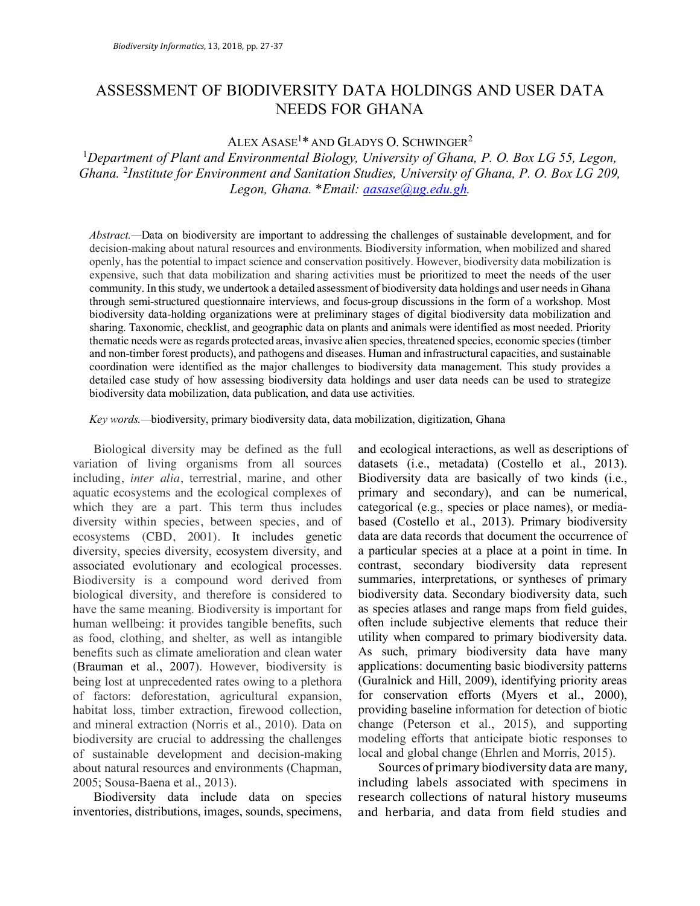# ASSESSMENT OF BIODIVERSITY DATA HOLDINGS AND USER DATA NEEDS FOR GHANA

ALEX ASASE[1]* AND GLADYS O. SCHWINGER[2]

[1]*Department of Plant and Environmental Biology, University of Ghana, P. O. Box LG 55, Legon, Ghana.* [2]*Institute for Environment and Sanitation Studies, University of Ghana, P. O. Box LG 209, Legon, Ghana.* *\*Email: aasase@ug.edu.gh.*

*Abstract.*—Data on biodiversity are important to addressing the challenges of sustainable development, and for decision-making about natural resources and environments. Biodiversity information, when mobilized and shared openly, has the potential to impact science and conservation positively. However, biodiversity data mobilization is expensive, such that data mobilization and sharing activities must be prioritized to meet the needs of the user community. In this study, we undertook a detailed assessment of biodiversity data holdings and user needs in Ghana through semi-structured questionnaire interviews, and focus-group discussions in the form of a workshop. Most biodiversity data-holding organizations were at preliminary stages of digital biodiversity data mobilization and sharing. Taxonomic, checklist, and geographic data on plants and animals were identified as most needed. Priority thematic needs were as regards protected areas, invasive alien species, threatened species, economic species (timber and non-timber forest products), and pathogens and diseases. Human and infrastructural capacities, and sustainable coordination were identified as the major challenges to biodiversity data management. This study provides a detailed case study of how assessing biodiversity data holdings and user data needs can be used to strategize biodiversity data mobilization, data publication, and data use activities.

*Key words.*—biodiversity, primary biodiversity data, data mobilization, digitization, Ghana

Biological diversity may be defined as the full variation of living organisms from all sources including, *inter alia*, terrestrial, marine, and other aquatic ecosystems and the ecological complexes of which they are a part. This term thus includes diversity within species, between species, and of ecosystems (CBD, 2001). It includes genetic diversity, species diversity, ecosystem diversity, and associated evolutionary and ecological processes. Biodiversity is a compound word derived from biological diversity, and therefore is considered to have the same meaning. Biodiversity is important for human wellbeing: it provides tangible benefits, such as food, clothing, and shelter, as well as intangible benefits such as climate amelioration and clean water (Brauman et al., 2007). However, biodiversity is being lost at unprecedented rates owing to a plethora of factors: deforestation, agricultural expansion, habitat loss, timber extraction, firewood collection, and mineral extraction (Norris et al., 2010). Data on biodiversity are crucial to addressing the challenges of sustainable development and decision-making about natural resources and environments (Chapman, 2005; Sousa-Baena et al., 2013).

Biodiversity data include data on species inventories, distributions, images, sounds, specimens, and ecological interactions, as well as descriptions of datasets (i.e., metadata) (Costello et al., 2013). Biodiversity data are basically of two kinds (i.e., primary and secondary), and can be numerical, categorical (e.g., species or place names), or media-based (Costello et al., 2013). Primary biodiversity data are data records that document the occurrence of a particular species at a place at a point in time. In contrast, secondary biodiversity data represent summaries, interpretations, or syntheses of primary biodiversity data. Secondary biodiversity data, such as species atlases and range maps from field guides, often include subjective elements that reduce their utility when compared to primary biodiversity data. As such, primary biodiversity data have many applications: documenting basic biodiversity patterns (Guralnick and Hill, 2009), identifying priority areas for conservation efforts (Myers et al., 2000), providing baseline information for detection of biotic change (Peterson et al., 2015), and supporting modeling efforts that anticipate biotic responses to local and global change (Ehrlen and Morris, 2015).

Sources of primary biodiversity data are many, including labels associated with specimens in research collections of natural history museums and herbaria, and data from field studies and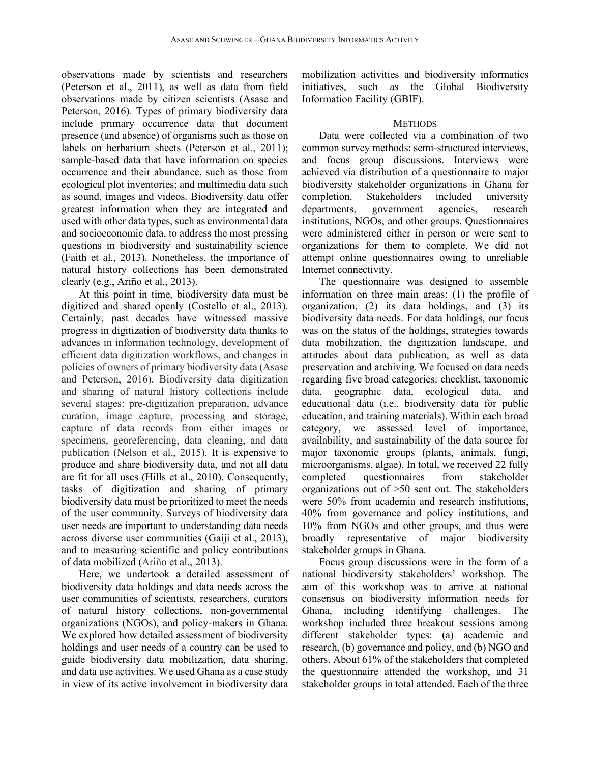observations made by scientists and researchers (Peterson et al., 2011), as well as data from field observations made by citizen scientists (Asase and Peterson, 2016). Types of primary biodiversity data include primary occurrence data that document presence (and absence) of organisms such as those on labels on herbarium sheets (Peterson et al., 2011); sample-based data that have information on species occurrence and their abundance, such as those from ecological plot inventories; and multimedia data such as sound, images and videos. Biodiversity data offer greatest information when they are integrated and used with other data types, such as environmental data and socioeconomic data, to address the most pressing questions in biodiversity and sustainability science (Faith et al., 2013). Nonetheless, the importance of natural history collections has been demonstrated clearly (e.g., Ariño et al., 2013).

At this point in time, biodiversity data must be digitized and shared openly (Costello et al., 2013). Certainly, past decades have witnessed massive progress in digitization of biodiversity data thanks to advances in information technology, development of efficient data digitization workflows, and changes in policies of owners of primary biodiversity data (Asase and Peterson, 2016). Biodiversity data digitization and sharing of natural history collections include several stages: pre-digitization preparation, advance curation, image capture, processing and storage, capture of data records from either images or specimens, georeferencing, data cleaning, and data publication (Nelson et al., 2015). It is expensive to produce and share biodiversity data, and not all data are fit for all uses (Hills et al., 2010). Consequently, tasks of digitization and sharing of primary biodiversity data must be prioritized to meet the needs of the user community. Surveys of biodiversity data user needs are important to understanding data needs across diverse user communities (Gaiji et al., 2013), and to measuring scientific and policy contributions of data mobilized (Ariño et al., 2013).

Here, we undertook a detailed assessment of biodiversity data holdings and data needs across the user communities of scientists, researchers, curators of natural history collections, non-governmental organizations (NGOs), and policy-makers in Ghana. We explored how detailed assessment of biodiversity holdings and user needs of a country can be used to guide biodiversity data mobilization, data sharing, and data use activities. We used Ghana as a case study in view of its active involvement in biodiversity data mobilization activities and biodiversity informatics initiatives, such as the Global Biodiversity Information Facility (GBIF).

## METHODS

Data were collected via a combination of two common survey methods: semi-structured interviews, and focus group discussions. Interviews were achieved via distribution of a questionnaire to major biodiversity stakeholder organizations in Ghana for completion. Stakeholders included university departments, government agencies, research institutions, NGOs, and other groups. Questionnaires were administered either in person or were sent to organizations for them to complete. We did not attempt online questionnaires owing to unreliable Internet connectivity.

The questionnaire was designed to assemble information on three main areas: (1) the profile of organization, (2) its data holdings, and (3) its biodiversity data needs. For data holdings, our focus was on the status of the holdings, strategies towards data mobilization, the digitization landscape, and attitudes about data publication, as well as data preservation and archiving. We focused on data needs regarding five broad categories: checklist, taxonomic data, geographic data, ecological data, and educational data (i.e., biodiversity data for public education, and training materials). Within each broad category, we assessed level of importance, availability, and sustainability of the data source for major taxonomic groups (plants, animals, fungi, microorganisms, algae). In total, we received 22 fully completed questionnaires from stakeholder organizations out of >50 sent out. The stakeholders were 50% from academia and research institutions, 40% from governance and policy institutions, and 10% from NGOs and other groups, and thus were broadly representative of major biodiversity stakeholder groups in Ghana.

Focus group discussions were in the form of a national biodiversity stakeholders' workshop. The aim of this workshop was to arrive at national consensus on biodiversity information needs for Ghana, including identifying challenges. The workshop included three breakout sessions among different stakeholder types: (a) academic and research, (b) governance and policy, and (b) NGO and others. About 61% of the stakeholders that completed the questionnaire attended the workshop, and 31 stakeholder groups in total attended. Each of the three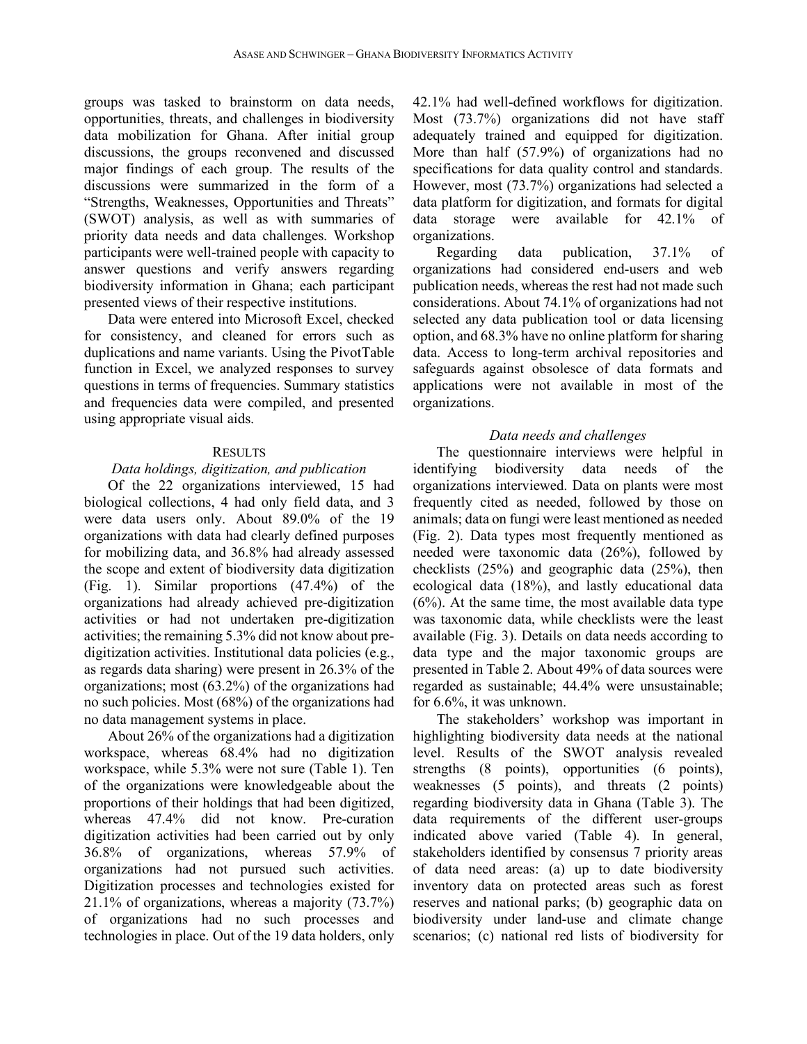groups was tasked to brainstorm on data needs, opportunities, threats, and challenges in biodiversity data mobilization for Ghana. After initial group discussions, the groups reconvened and discussed major findings of each group. The results of the discussions were summarized in the form of a "Strengths, Weaknesses, Opportunities and Threats" (SWOT) analysis, as well as with summaries of priority data needs and data challenges. Workshop participants were well-trained people with capacity to answer questions and verify answers regarding biodiversity information in Ghana; each participant presented views of their respective institutions.

Data were entered into Microsoft Excel, checked for consistency, and cleaned for errors such as duplications and name variants. Using the PivotTable function in Excel, we analyzed responses to survey questions in terms of frequencies. Summary statistics and frequencies data were compiled, and presented using appropriate visual aids.

## Results

### *Data holdings, digitization, and publication*

Of the 22 organizations interviewed, 15 had biological collections, 4 had only field data, and 3 were data users only. About 89.0% of the 19 organizations with data had clearly defined purposes for mobilizing data, and 36.8% had already assessed the scope and extent of biodiversity data digitization (Fig. 1). Similar proportions (47.4%) of the organizations had already achieved pre-digitization activities or had not undertaken pre-digitization activities; the remaining 5.3% did not know about pre-digitization activities. Institutional data policies (e.g., as regards data sharing) were present in 26.3% of the organizations; most (63.2%) of the organizations had no such policies. Most (68%) of the organizations had no data management systems in place.

About 26% of the organizations had a digitization workspace, whereas 68.4% had no digitization workspace, while 5.3% were not sure (Table 1). Ten of the organizations were knowledgeable about the proportions of their holdings that had been digitized, whereas 47.4% did not know. Pre-curation digitization activities had been carried out by only 36.8% of organizations, whereas 57.9% of organizations had not pursued such activities. Digitization processes and technologies existed for 21.1% of organizations, whereas a majority (73.7%) of organizations had no such processes and technologies in place. Out of the 19 data holders, only 42.1% had well-defined workflows for digitization. Most (73.7%) organizations did not have staff adequately trained and equipped for digitization. More than half (57.9%) of organizations had no specifications for data quality control and standards. However, most (73.7%) organizations had selected a data platform for digitization, and formats for digital data storage were available for 42.1% of organizations.

Regarding data publication, 37.1% of organizations had considered end-users and web publication needs, whereas the rest had not made such considerations. About 74.1% of organizations had not selected any data publication tool or data licensing option, and 68.3% have no online platform for sharing data. Access to long-term archival repositories and safeguards against obsolesce of data formats and applications were not available in most of the organizations.

### *Data needs and challenges*

The questionnaire interviews were helpful in identifying biodiversity data needs of the organizations interviewed. Data on plants were most frequently cited as needed, followed by those on animals; data on fungi were least mentioned as needed (Fig. 2). Data types most frequently mentioned as needed were taxonomic data (26%), followed by checklists (25%) and geographic data (25%), then ecological data (18%), and lastly educational data (6%). At the same time, the most available data type was taxonomic data, while checklists were the least available (Fig. 3). Details on data needs according to data type and the major taxonomic groups are presented in Table 2. About 49% of data sources were regarded as sustainable; 44.4% were unsustainable; for 6.6%, it was unknown.

The stakeholders' workshop was important in highlighting biodiversity data needs at the national level. Results of the SWOT analysis revealed strengths (8 points), opportunities (6 points), weaknesses (5 points), and threats (2 points) regarding biodiversity data in Ghana (Table 3). The data requirements of the different user-groups indicated above varied (Table 4). In general, stakeholders identified by consensus 7 priority areas of data need areas: (a) up to date biodiversity inventory data on protected areas such as forest reserves and national parks; (b) geographic data on biodiversity under land-use and climate change scenarios; (c) national red lists of biodiversity for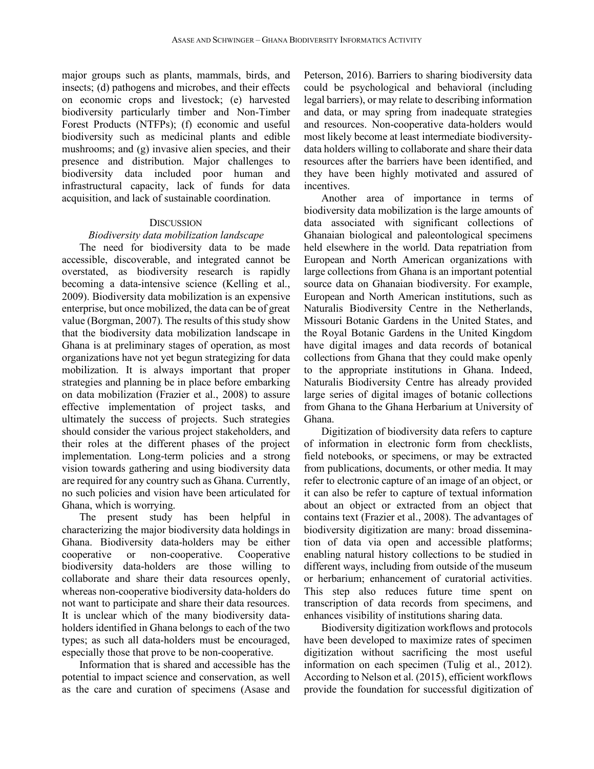major groups such as plants, mammals, birds, and insects; (d) pathogens and microbes, and their effects on economic crops and livestock; (e) harvested biodiversity particularly timber and Non-Timber Forest Products (NTFPs); (f) economic and useful biodiversity such as medicinal plants and edible mushrooms; and (g) invasive alien species, and their presence and distribution. Major challenges to biodiversity data included poor human and infrastructural capacity, lack of funds for data acquisition, and lack of sustainable coordination.

## DISCUSSION

### *Biodiversity data mobilization landscape*

The need for biodiversity data to be made accessible, discoverable, and integrated cannot be overstated, as biodiversity research is rapidly becoming a data-intensive science (Kelling et al., 2009). Biodiversity data mobilization is an expensive enterprise, but once mobilized, the data can be of great value (Borgman, 2007). The results of this study show that the biodiversity data mobilization landscape in Ghana is at preliminary stages of operation, as most organizations have not yet begun strategizing for data mobilization. It is always important that proper strategies and planning be in place before embarking on data mobilization (Frazier et al., 2008) to assure effective implementation of project tasks, and ultimately the success of projects. Such strategies should consider the various project stakeholders, and their roles at the different phases of the project implementation. Long-term policies and a strong vision towards gathering and using biodiversity data are required for any country such as Ghana. Currently, no such policies and vision have been articulated for Ghana, which is worrying.

The present study has been helpful in characterizing the major biodiversity data holdings in Ghana. Biodiversity data-holders may be either cooperative or non-cooperative. Cooperative biodiversity data-holders are those willing to collaborate and share their data resources openly, whereas non-cooperative biodiversity data-holders do not want to participate and share their data resources. It is unclear which of the many biodiversity data-holders identified in Ghana belongs to each of the two types; as such all data-holders must be encouraged, especially those that prove to be non-cooperative.

Information that is shared and accessible has the potential to impact science and conservation, as well as the care and curation of specimens (Asase and Peterson, 2016). Barriers to sharing biodiversity data could be psychological and behavioral (including legal barriers), or may relate to describing information and data, or may spring from inadequate strategies and resources. Non-cooperative data-holders would most likely become at least intermediate biodiversity-data holders willing to collaborate and share their data resources after the barriers have been identified, and they have been highly motivated and assured of incentives.

Another area of importance in terms of biodiversity data mobilization is the large amounts of data associated with significant collections of Ghanaian biological and paleontological specimens held elsewhere in the world. Data repatriation from European and North American organizations with large collections from Ghana is an important potential source data on Ghanaian biodiversity. For example, European and North American institutions, such as Naturalis Biodiversity Centre in the Netherlands, Missouri Botanic Gardens in the United States, and the Royal Botanic Gardens in the United Kingdom have digital images and data records of botanical collections from Ghana that they could make openly to the appropriate institutions in Ghana. Indeed, Naturalis Biodiversity Centre has already provided large series of digital images of botanic collections from Ghana to the Ghana Herbarium at University of Ghana.

Digitization of biodiversity data refers to capture of information in electronic form from checklists, field notebooks, or specimens, or may be extracted from publications, documents, or other media. It may refer to electronic capture of an image of an object, or it can also be refer to capture of textual information about an object or extracted from an object that contains text (Frazier et al., 2008). The advantages of biodiversity digitization are many: broad dissemination of data via open and accessible platforms; enabling natural history collections to be studied in different ways, including from outside of the museum or herbarium; enhancement of curatorial activities. This step also reduces future time spent on transcription of data records from specimens, and enhances visibility of institutions sharing data.

Biodiversity digitization workflows and protocols have been developed to maximize rates of specimen digitization without sacrificing the most useful information on each specimen (Tulig et al., 2012). According to Nelson et al. (2015), efficient workflows provide the foundation for successful digitization of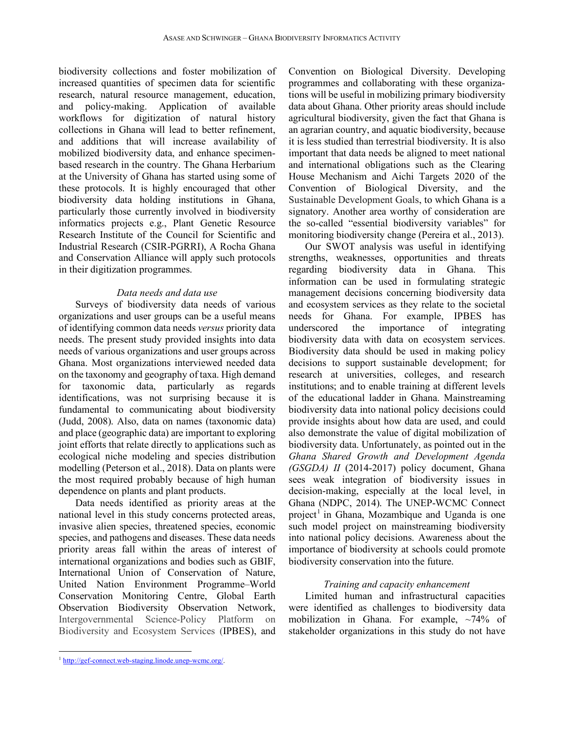biodiversity collections and foster mobilization of increased quantities of specimen data for scientific research, natural resource management, education, and policy-making. Application of available workflows for digitization of natural history collections in Ghana will lead to better refinement, and additions that will increase availability of mobilized biodiversity data, and enhance specimen-based research in the country. The Ghana Herbarium at the University of Ghana has started using some of these protocols. It is highly encouraged that other biodiversity data holding institutions in Ghana, particularly those currently involved in biodiversity informatics projects e.g., Plant Genetic Resource Research Institute of the Council for Scientific and Industrial Research (CSIR-PGRRI), A Rocha Ghana and Conservation Alliance will apply such protocols in their digitization programmes.

### *Data needs and data use*

Surveys of biodiversity data needs of various organizations and user groups can be a useful means of identifying common data needs *versus* priority data needs. The present study provided insights into data needs of various organizations and user groups across Ghana. Most organizations interviewed needed data on the taxonomy and geography of taxa. High demand for taxonomic data, particularly as regards identifications, was not surprising because it is fundamental to communicating about biodiversity (Judd, 2008). Also, data on names (taxonomic data) and place (geographic data) are important to exploring joint efforts that relate directly to applications such as ecological niche modeling and species distribution modelling (Peterson et al., 2018). Data on plants were the most required probably because of high human dependence on plants and plant products.

Data needs identified as priority areas at the national level in this study concerns protected areas, invasive alien species, threatened species, economic species, and pathogens and diseases. These data needs priority areas fall within the areas of interest of international organizations and bodies such as GBIF, International Union of Conservation of Nature, United Nation Environment Programme–World Conservation Monitoring Centre, Global Earth Observation Biodiversity Observation Network, Intergovernmental Science-Policy Platform on Biodiversity and Ecosystem Services (IPBES), and Convention on Biological Diversity. Developing programmes and collaborating with these organizations will be useful in mobilizing primary biodiversity data about Ghana. Other priority areas should include agricultural biodiversity, given the fact that Ghana is an agrarian country, and aquatic biodiversity, because it is less studied than terrestrial biodiversity. It is also important that data needs be aligned to meet national and international obligations such as the Clearing House Mechanism and Aichi Targets 2020 of the Convention of Biological Diversity, and the Sustainable Development Goals, to which Ghana is a signatory. Another area worthy of consideration are the so-called "essential biodiversity variables" for monitoring biodiversity change (Pereira et al., 2013).

Our SWOT analysis was useful in identifying strengths, weaknesses, opportunities and threats regarding biodiversity data in Ghana. This information can be used in formulating strategic management decisions concerning biodiversity data and ecosystem services as they relate to the societal needs for Ghana. For example, IPBES has underscored the importance of integrating biodiversity data with data on ecosystem services. Biodiversity data should be used in making policy decisions to support sustainable development; for research at universities, colleges, and research institutions; and to enable training at different levels of the educational ladder in Ghana. Mainstreaming biodiversity data into national policy decisions could provide insights about how data are used, and could also demonstrate the value of digital mobilization of biodiversity data. Unfortunately, as pointed out in the *Ghana Shared Growth and Development Agenda (GSGDA) II* (2014-2017) policy document, Ghana sees weak integration of biodiversity issues in decision-making, especially at the local level, in Ghana (NDPC, 2014). The UNEP-WCMC Connect project[1] in Ghana, Mozambique and Uganda is one such model project on mainstreaming biodiversity into national policy decisions. Awareness about the importance of biodiversity at schools could promote biodiversity conservation into the future.

### *Training and capacity enhancement*

Limited human and infrastructural capacities were identified as challenges to biodiversity data mobilization in Ghana. For example, ~74% of stakeholder organizations in this study do not have

[1] http://gef-connect.web-staging.linode.unep-wcmc.org/.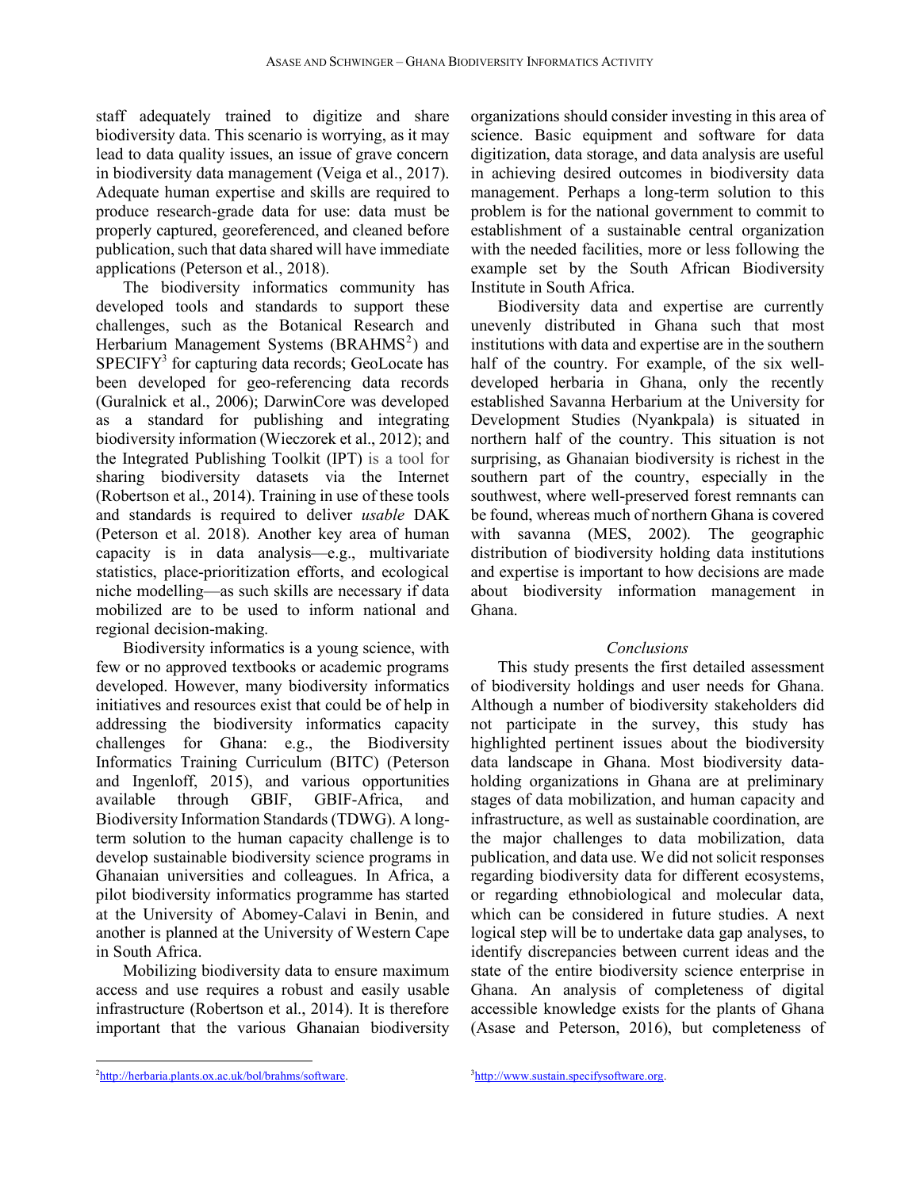staff adequately trained to digitize and share biodiversity data. This scenario is worrying, as it may lead to data quality issues, an issue of grave concern in biodiversity data management (Veiga et al., 2017). Adequate human expertise and skills are required to produce research-grade data for use: data must be properly captured, georeferenced, and cleaned before publication, such that data shared will have immediate applications (Peterson et al., 2018).

The biodiversity informatics community has developed tools and standards to support these challenges, such as the Botanical Research and Herbarium Management Systems (BRAHMS[2]) and SPECIFY[3] for capturing data records; GeoLocate has been developed for geo-referencing data records (Guralnick et al., 2006); DarwinCore was developed as a standard for publishing and integrating biodiversity information (Wieczorek et al., 2012); and the Integrated Publishing Toolkit (IPT) is a tool for sharing biodiversity datasets via the Internet (Robertson et al., 2014). Training in use of these tools and standards is required to deliver *usable* DAK (Peterson et al. 2018). Another key area of human capacity is in data analysis—e.g., multivariate statistics, place-prioritization efforts, and ecological niche modelling—as such skills are necessary if data mobilized are to be used to inform national and regional decision-making.

Biodiversity informatics is a young science, with few or no approved textbooks or academic programs developed. However, many biodiversity informatics initiatives and resources exist that could be of help in addressing the biodiversity informatics capacity challenges for Ghana: e.g., the Biodiversity Informatics Training Curriculum (BITC) (Peterson and Ingenloff, 2015), and various opportunities available through GBIF, GBIF-Africa, and Biodiversity Information Standards (TDWG). A long-term solution to the human capacity challenge is to develop sustainable biodiversity science programs in Ghanaian universities and colleagues. In Africa, a pilot biodiversity informatics programme has started at the University of Abomey-Calavi in Benin, and another is planned at the University of Western Cape in South Africa.

Mobilizing biodiversity data to ensure maximum access and use requires a robust and easily usable infrastructure (Robertson et al., 2014). It is therefore important that the various Ghanaian biodiversity organizations should consider investing in this area of science. Basic equipment and software for data digitization, data storage, and data analysis are useful in achieving desired outcomes in biodiversity data management. Perhaps a long-term solution to this problem is for the national government to commit to establishment of a sustainable central organization with the needed facilities, more or less following the example set by the South African Biodiversity Institute in South Africa.

Biodiversity data and expertise are currently unevenly distributed in Ghana such that most institutions with data and expertise are in the southern half of the country. For example, of the six well-developed herbaria in Ghana, only the recently established Savanna Herbarium at the University for Development Studies (Nyankpala) is situated in northern half of the country. This situation is not surprising, as Ghanaian biodiversity is richest in the southern part of the country, especially in the southwest, where well-preserved forest remnants can be found, whereas much of northern Ghana is covered with savanna (MES, 2002). The geographic distribution of biodiversity holding data institutions and expertise is important to how decisions are made about biodiversity information management in Ghana.

## *Conclusions*

This study presents the first detailed assessment of biodiversity holdings and user needs for Ghana. Although a number of biodiversity stakeholders did not participate in the survey, this study has highlighted pertinent issues about the biodiversity data landscape in Ghana. Most biodiversity data-holding organizations in Ghana are at preliminary stages of data mobilization, and human capacity and infrastructure, as well as sustainable coordination, are the major challenges to data mobilization, data publication, and data use. We did not solicit responses regarding biodiversity data for different ecosystems, or regarding ethnobiological and molecular data, which can be considered in future studies. A next logical step will be to undertake data gap analyses, to identify discrepancies between current ideas and the state of the entire biodiversity science enterprise in Ghana. An analysis of completeness of digital accessible knowledge exists for the plants of Ghana (Asase and Peterson, 2016), but completeness of

[2] http://herbaria.plants.ox.ac.uk/bol/brahms/software.

[3] http://www.sustain.specifysoftware.org.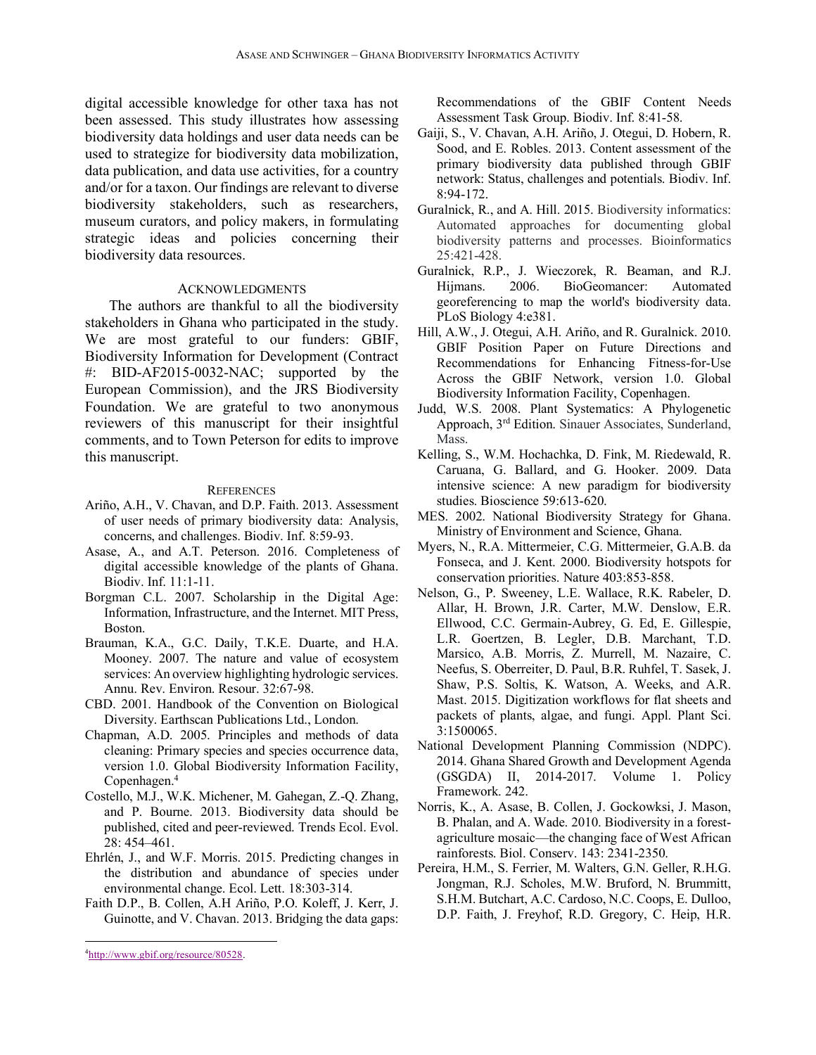digital accessible knowledge for other taxa has not been assessed. This study illustrates how assessing biodiversity data holdings and user data needs can be used to strategize for biodiversity data mobilization, data publication, and data use activities, for a country and/or for a taxon. Our findings are relevant to diverse biodiversity stakeholders, such as researchers, museum curators, and policy makers, in formulating strategic ideas and policies concerning their biodiversity data resources.

## Acknowledgments

The authors are thankful to all the biodiversity stakeholders in Ghana who participated in the study. We are most grateful to our funders: GBIF, Biodiversity Information for Development (Contract #: BID-AF2015-0032-NAC; supported by the European Commission), and the JRS Biodiversity Foundation. We are grateful to two anonymous reviewers of this manuscript for their insightful comments, and to Town Peterson for edits to improve this manuscript.

## References

Ariño, A.H., V. Chavan, and D.P. Faith. 2013. Assessment of user needs of primary biodiversity data: Analysis, concerns, and challenges. Biodiv. Inf. 8:59-93.

Asase, A., and A.T. Peterson. 2016. Completeness of digital accessible knowledge of the plants of Ghana. Biodiv. Inf. 11:1-11.

Borgman C.L. 2007. Scholarship in the Digital Age: Information, Infrastructure, and the Internet. MIT Press, Boston.

Brauman, K.A., G.C. Daily, T.K.E. Duarte, and H.A. Mooney. 2007. The nature and value of ecosystem services: An overview highlighting hydrologic services. Annu. Rev. Environ. Resour. 32:67-98.

CBD. 2001. Handbook of the Convention on Biological Diversity. Earthscan Publications Ltd., London.

Chapman, A.D. 2005. Principles and methods of data cleaning: Primary species and species occurrence data, version 1.0. Global Biodiversity Information Facility, Copenhagen.[4]

Costello, M.J., W.K. Michener, M. Gahegan, Z.-Q. Zhang, and P. Bourne. 2013. Biodiversity data should be published, cited and peer-reviewed. Trends Ecol. Evol. 28: 454–461.

Ehrlén, J., and W.F. Morris. 2015. Predicting changes in the distribution and abundance of species under environmental change. Ecol. Lett. 18:303-314.

Faith D.P., B. Collen, A.H Ariño, P.O. Koleff, J. Kerr, J. Guinotte, and V. Chavan. 2013. Bridging the data gaps: Recommendations of the GBIF Content Needs Assessment Task Group. Biodiv. Inf. 8:41-58.

Gaiji, S., V. Chavan, A.H. Ariño, J. Otegui, D. Hobern, R. Sood, and E. Robles. 2013. Content assessment of the primary biodiversity data published through GBIF network: Status, challenges and potentials. Biodiv. Inf. 8:94-172.

Guralnick, R., and A. Hill. 2015. Biodiversity informatics: Automated approaches for documenting global biodiversity patterns and processes. Bioinformatics 25:421-428.

Guralnick, R.P., J. Wieczorek, R. Beaman, and R.J. Hijmans. 2006. BioGeomancer: Automated georeferencing to map the world's biodiversity data. PLoS Biology 4:e381.

Hill, A.W., J. Otegui, A.H. Ariño, and R. Guralnick. 2010. GBIF Position Paper on Future Directions and Recommendations for Enhancing Fitness-for-Use Across the GBIF Network, version 1.0. Global Biodiversity Information Facility, Copenhagen.

Judd, W.S. 2008. Plant Systematics: A Phylogenetic Approach, 3rd Edition. Sinauer Associates, Sunderland, Mass.

Kelling, S., W.M. Hochachka, D. Fink, M. Riedewald, R. Caruana, G. Ballard, and G. Hooker. 2009. Data intensive science: A new paradigm for biodiversity studies. Bioscience 59:613-620.

MES. 2002. National Biodiversity Strategy for Ghana. Ministry of Environment and Science, Ghana.

Myers, N., R.A. Mittermeier, C.G. Mittermeier, G.A.B. da Fonseca, and J. Kent. 2000. Biodiversity hotspots for conservation priorities. Nature 403:853-858.

Nelson, G., P. Sweeney, L.E. Wallace, R.K. Rabeler, D. Allar, H. Brown, J.R. Carter, M.W. Denslow, E.R. Ellwood, C.C. Germain-Aubrey, G. Ed, E. Gillespie, L.R. Goertzen, B. Legler, D.B. Marchant, T.D. Marsico, A.B. Morris, Z. Murrell, M. Nazaire, C. Neefus, S. Oberreiter, D. Paul, B.R. Ruhfel, T. Sasek, J. Shaw, P.S. Soltis, K. Watson, A. Weeks, and A.R. Mast. 2015. Digitization workflows for flat sheets and packets of plants, algae, and fungi. Appl. Plant Sci. 3:1500065.

National Development Planning Commission (NDPC). 2014. Ghana Shared Growth and Development Agenda (GSGDA) II, 2014-2017. Volume 1. Policy Framework. 242.

Norris, K., A. Asase, B. Collen, J. Gockowksi, J. Mason, B. Phalan, and A. Wade. 2010. Biodiversity in a forest-agriculture mosaic—the changing face of West African rainforests. Biol. Conserv. 143: 2341-2350.

Pereira, H.M., S. Ferrier, M. Walters, G.N. Geller, R.H.G. Jongman, R.J. Scholes, M.W. Bruford, N. Brummitt, S.H.M. Butchart, A.C. Cardoso, N.C. Coops, E. Dulloo, D.P. Faith, J. Freyhof, R.D. Gregory, C. Heip, H.R.

[4] http://www.gbif.org/resource/80528.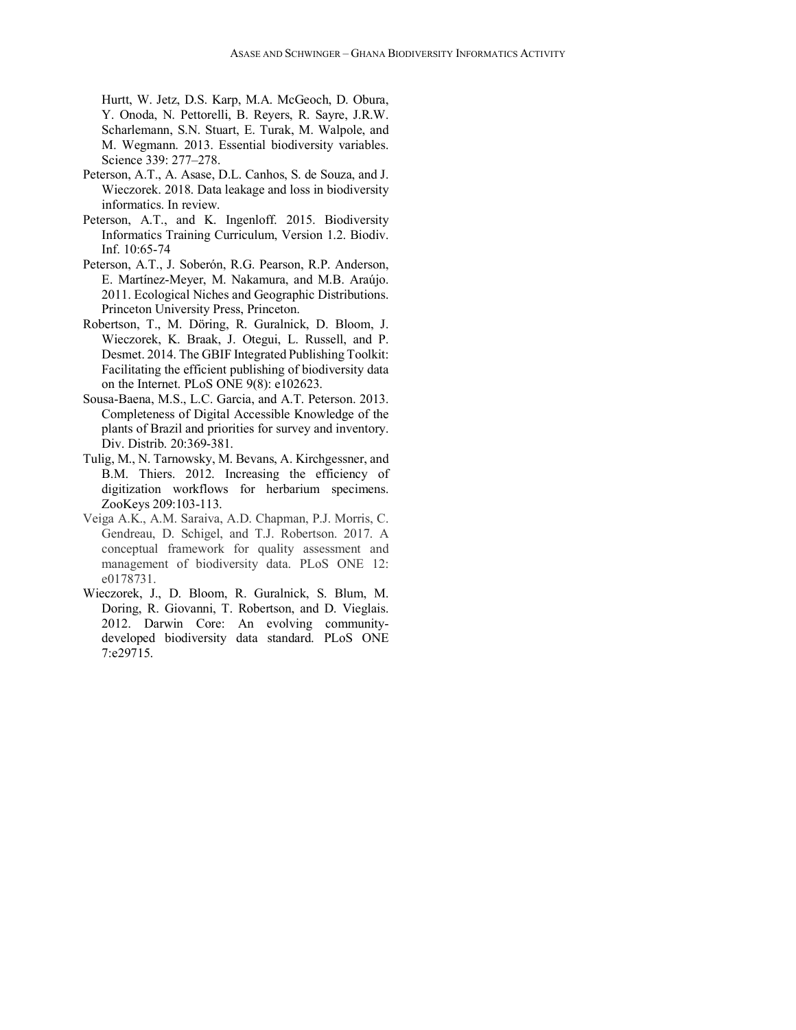Hurtt, W. Jetz, D.S. Karp, M.A. McGeoch, D. Obura, Y. Onoda, N. Pettorelli, B. Reyers, R. Sayre, J.R.W. Scharlemann, S.N. Stuart, E. Turak, M. Walpole, and M. Wegmann. 2013. Essential biodiversity variables. Science 339: 277–278.

Peterson, A.T., A. Asase, D.L. Canhos, S. de Souza, and J. Wieczorek. 2018. Data leakage and loss in biodiversity informatics. In review.

Peterson, A.T., and K. Ingenloff. 2015. Biodiversity Informatics Training Curriculum, Version 1.2. Biodiv. Inf. 10:65-74

Peterson, A.T., J. Soberón, R.G. Pearson, R.P. Anderson, E. Martínez-Meyer, M. Nakamura, and M.B. Araújo. 2011. Ecological Niches and Geographic Distributions. Princeton University Press, Princeton.

Robertson, T., M. Döring, R. Guralnick, D. Bloom, J. Wieczorek, K. Braak, J. Otegui, L. Russell, and P. Desmet. 2014. The GBIF Integrated Publishing Toolkit: Facilitating the efficient publishing of biodiversity data on the Internet. PLoS ONE 9(8): e102623.

Sousa-Baena, M.S., L.C. Garcia, and A.T. Peterson. 2013. Completeness of Digital Accessible Knowledge of the plants of Brazil and priorities for survey and inventory. Div. Distrib. 20:369-381.

Tulig, M., N. Tarnowsky, M. Bevans, A. Kirchgessner, and B.M. Thiers. 2012. Increasing the efficiency of digitization workflows for herbarium specimens. ZooKeys 209:103-113.

Veiga A.K., A.M. Saraiva, A.D. Chapman, P.J. Morris, C. Gendreau, D. Schigel, and T.J. Robertson. 2017. A conceptual framework for quality assessment and management of biodiversity data. PLoS ONE 12: e0178731.

Wieczorek, J., D. Bloom, R. Guralnick, S. Blum, M. Doring, R. Giovanni, T. Robertson, and D. Vieglais. 2012. Darwin Core: An evolving community-developed biodiversity data standard. PLoS ONE 7:e29715.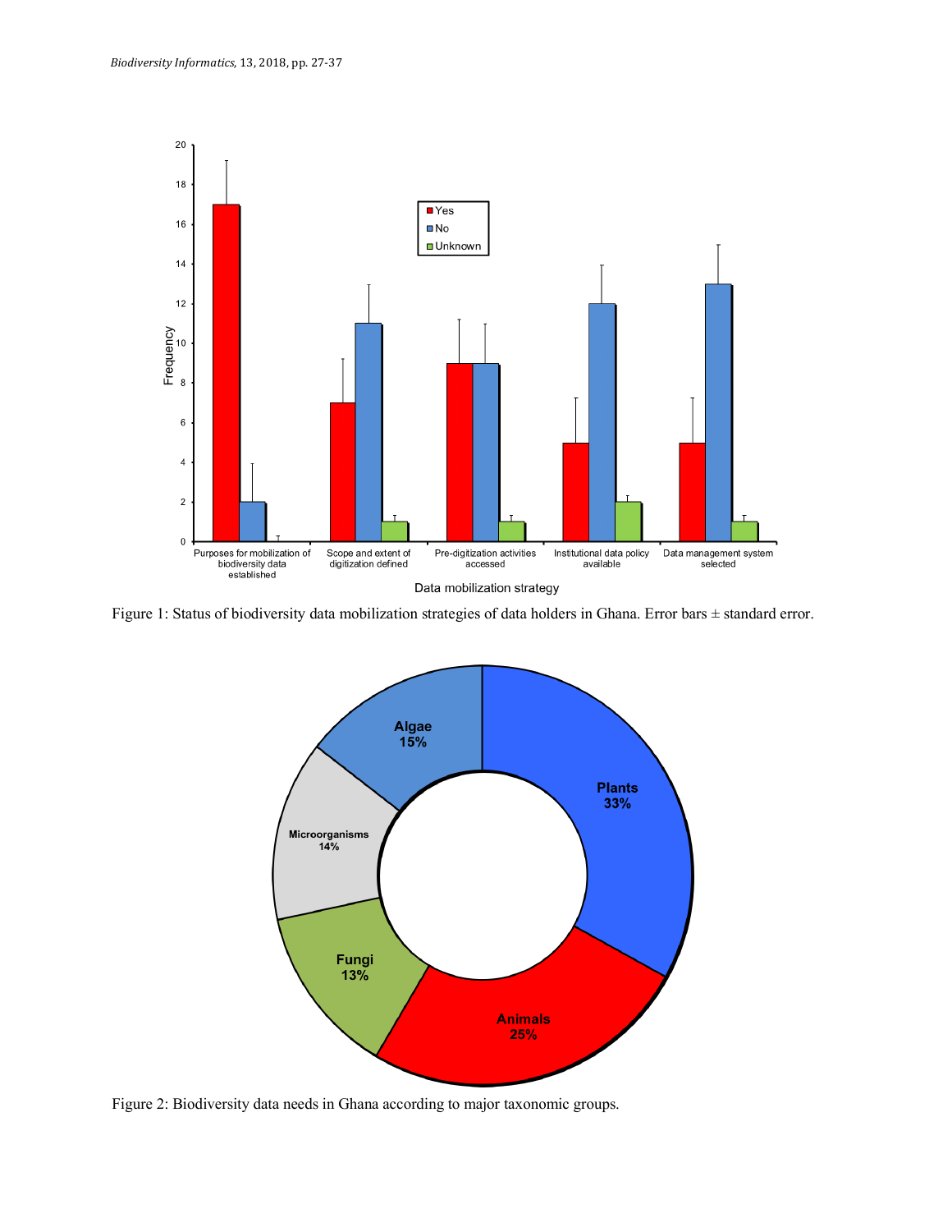Figure 1: Status of biodiversity data mobilization strategies of data holders in Ghana. Error bars ± standard error.

Figure 2: Biodiversity data needs in Ghana according to major taxonomic groups.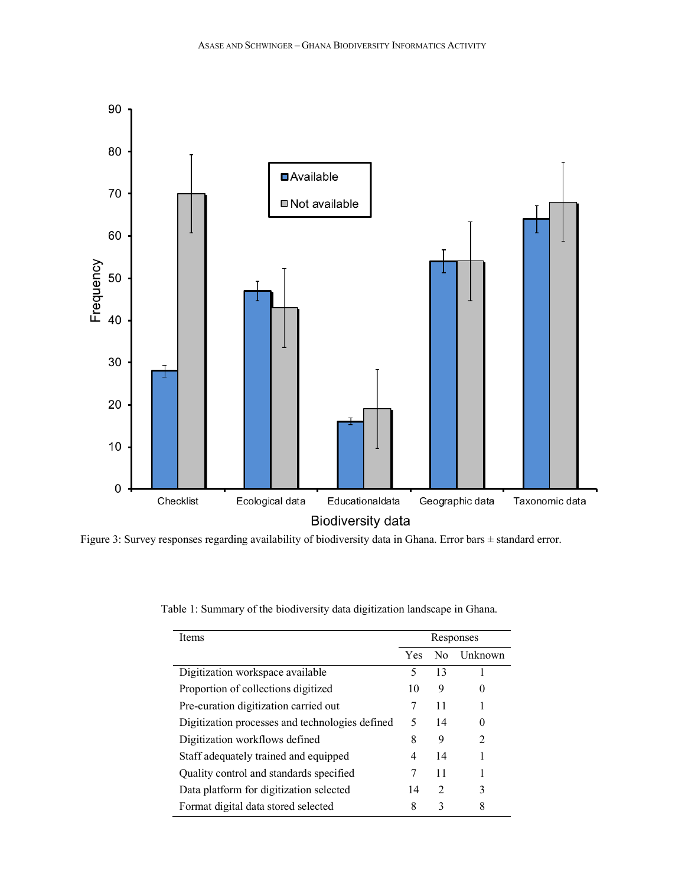Figure 3: Survey responses regarding availability of biodiversity data in Ghana. Error bars ± standard error.

Table 1: Summary of the biodiversity data digitization landscape in Ghana.

| Items | Responses | | |
|---|---|---|---|
| | Yes | No | Unknown |
| Digitization workspace available | 5 | 13 | 1 |
| Proportion of collections digitized | 10 | 9 | 0 |
| Pre-curation digitization carried out | 7 | 11 | 1 |
| Digitization processes and technologies defined | 5 | 14 | 0 |
| Digitization workflows defined | 8 | 9 | 2 |
| Staff adequately trained and equipped | 4 | 14 | 1 |
| Quality control and standards specified | 7 | 11 | 1 |
| Data platform for digitization selected | 14 | 2 | 3 |
| Format digital data stored selected | 8 | 3 | 8 |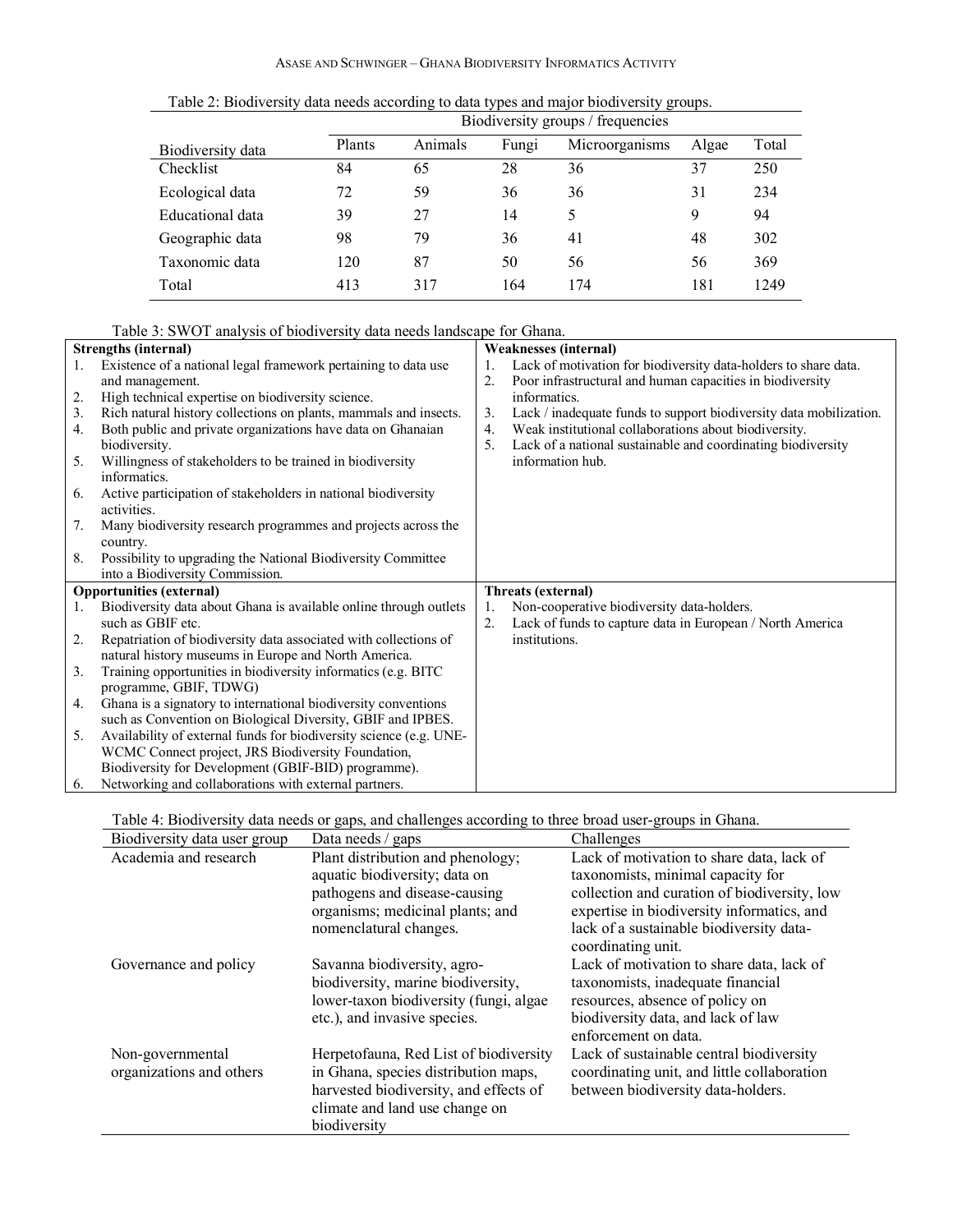Table 2: Biodiversity data needs according to data types and major biodiversity groups.

| Biodiversity data | Biodiversity groups / frequencies | | | | | |
|---|---|---|---|---|---|---|
| | Plants | Animals | Fungi | Microorganisms | Algae | Total |
| Checklist | 84 | 65 | 28 | 36 | 37 | 250 |
| Ecological data | 72 | 59 | 36 | 36 | 31 | 234 |
| Educational data | 39 | 27 | 14 | 5 | 9 | 94 |
| Geographic data | 98 | 79 | 36 | 41 | 48 | 302 |
| Taxonomic data | 120 | 87 | 50 | 56 | 56 | 369 |
| Total | 413 | 317 | 164 | 174 | 181 | 1249 |

Table 3: SWOT analysis of biodiversity data needs landscape for Ghana.

| Strengths (internal) | Weaknesses (internal) |
|---|---|
| 1. Existence of a national legal framework pertaining to data use and management.<br>2. High technical expertise on biodiversity science.<br>3. Rich natural history collections on plants, mammals and insects.<br>4. Both public and private organizations have data on Ghanaian biodiversity.<br>5. Willingness of stakeholders to be trained in biodiversity informatics.<br>6. Active participation of stakeholders in national biodiversity activities.<br>7. Many biodiversity research programmes and projects across the country.<br>8. Possibility to upgrading the National Biodiversity Committee into a Biodiversity Commission. | 1. Lack of motivation for biodiversity data-holders to share data.<br>2. Poor infrastructural and human capacities in biodiversity informatics.<br>3. Lack / inadequate funds to support biodiversity data mobilization.<br>4. Weak institutional collaborations about biodiversity.<br>5. Lack of a national sustainable and coordinating biodiversity information hub. |
| **Opportunities (external)** | **Threats (external)** |
| 1. Biodiversity data about Ghana is available online through outlets such as GBIF etc.<br>2. Repatriation of biodiversity data associated with collections of natural history museums in Europe and North America.<br>3. Training opportunities in biodiversity informatics (e.g. BITC programme, GBIF, TDWG)<br>4. Ghana is a signatory to international biodiversity conventions such as Convention on Biological Diversity, GBIF and IPBES.<br>5. Availability of external funds for biodiversity science (e.g. UNE-WCMC Connect project, JRS Biodiversity Foundation, Biodiversity for Development (GBIF-BID) programme).<br>6. Networking and collaborations with external partners. | 1. Non-cooperative biodiversity data-holders.<br>2. Lack of funds to capture data in European / North America institutions. |

Table 4: Biodiversity data needs or gaps, and challenges according to three broad user-groups in Ghana.

| Biodiversity data user group | Data needs / gaps | Challenges |
|---|---|---|
| Academia and research | Plant distribution and phenology; aquatic biodiversity; data on pathogens and disease-causing organisms; medicinal plants; and nomenclatural changes. | Lack of motivation to share data, lack of taxonomists, minimal capacity for collection and curation of biodiversity, low expertise in biodiversity informatics, and lack of a sustainable biodiversity data-coordinating unit. |
| Governance and policy | Savanna biodiversity, agro-biodiversity, marine biodiversity, lower-taxon biodiversity (fungi, algae etc.), and invasive species. | Lack of motivation to share data, lack of taxonomists, inadequate financial resources, absence of policy on biodiversity data, and lack of law enforcement on data. |
| Non-governmental organizations and others | Herpetofauna, Red List of biodiversity in Ghana, species distribution maps, harvested biodiversity, and effects of climate and land use change on biodiversity | Lack of sustainable central biodiversity coordinating unit, and little collaboration between biodiversity data-holders. |